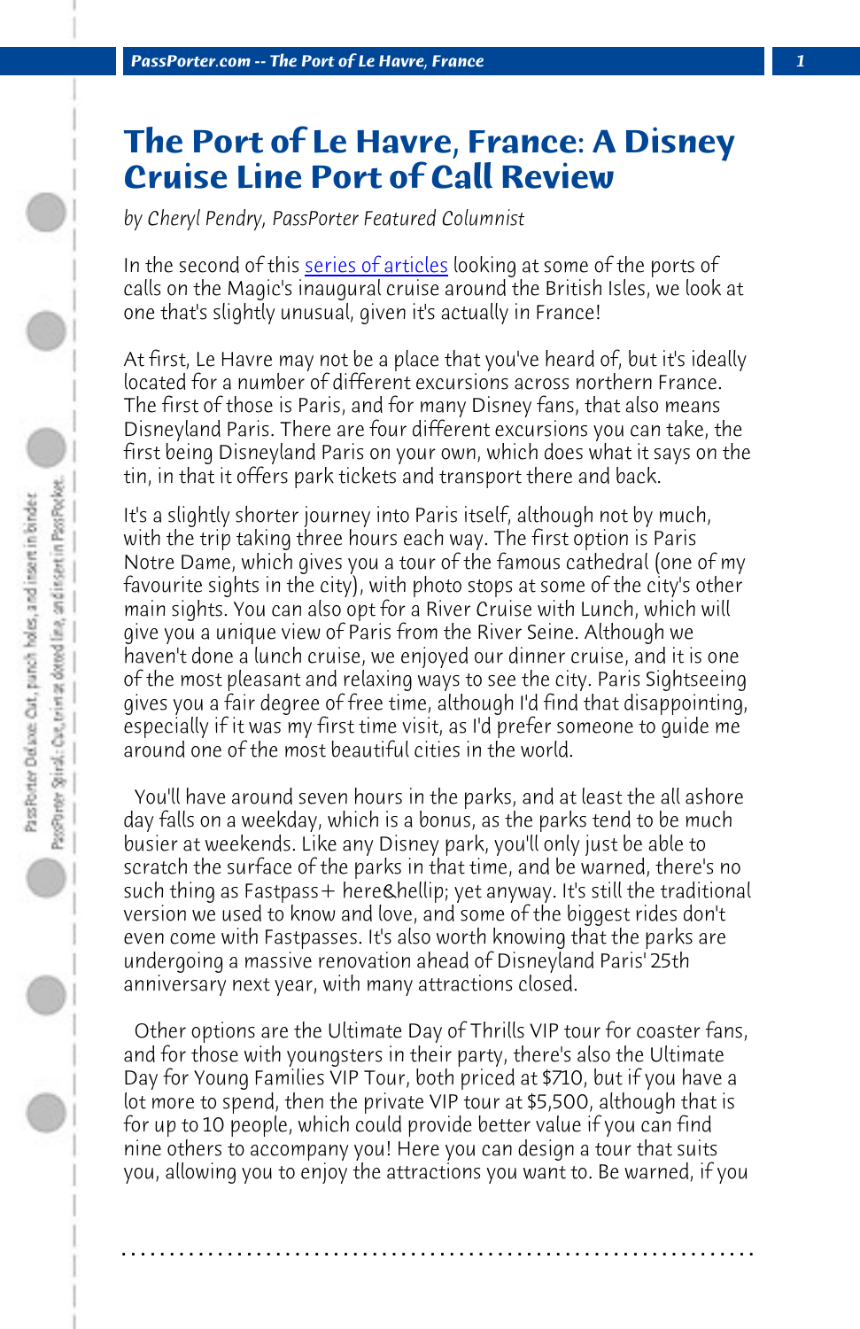# The Port of Le Havre, France: A Disney Cruise Line Port of Call Review

*by Cheryl Pendry, PassPorter Featured Columnist*

In the second of this series of articles looking at some of the ports of calls on the Magic's inaugural cruise around the British Isles, we look at one that's slightly unusual, given it's actually in France!

At first, Le Havre may not be a place that you've heard of, but it's ideally located for a number of different excursions across northern France. The first of those is Paris, and for many Disney fans, that also means Disneyland Paris. There are four different excursions you can take, the first being Disneyland Paris on your own, which does what it says on the tin, in that it offers park tickets and transport there and back.

It's a slightly shorter journey into Paris itself, although not by much, with the trip taking three hours each way. The first option is Paris Notre Dame, which gives you a tour of the famous cathedral (one of my favourite sights in the city), with photo stops at some of the city's other main sights. You can also opt for a River Cruise with Lunch, which will give you a unique view of Paris from the River Seine. Although we haven't done a lunch cruise, we enjoyed our dinner cruise, and it is one of the most pleasant and relaxing ways to see the city. Paris Sightseeing gives you a fair degree of free time, although I'd find that disappointing, especially if it was my first time visit, as I'd prefer someone to guide me around one of the most beautiful cities in the world.

You'll have around seven hours in the parks, and at least the all ashore day falls on a weekday, which is a bonus, as the parks tend to be much busier at weekends. Like any Disney park, you'll only just be able to scratch the surface of the parks in that time, and be warned, there's no such thing as Fastpass+ here&hellip; yet anyway. It's still the traditional version we used to know and love, and some of the biggest rides don't even come with Fastpasses. It's also worth knowing that the parks are undergoing a massive renovation ahead of Disneyland Paris' 25th anniversary next year, with many attractions closed.

Other options are the Ultimate Day of Thrills VIP tour for coaster fans, and for those with youngsters in their party, there's also the Ultimate Day for Young Families VIP Tour, both priced at $710, but if you have a lot more to spend, then the private VIP tour at $5,500, although that is for up to 10 people, which could provide better value if you can find nine others to accompany you! Here you can design a tour that suits you, allowing you to enjoy the attractions you want to. Be warned, if you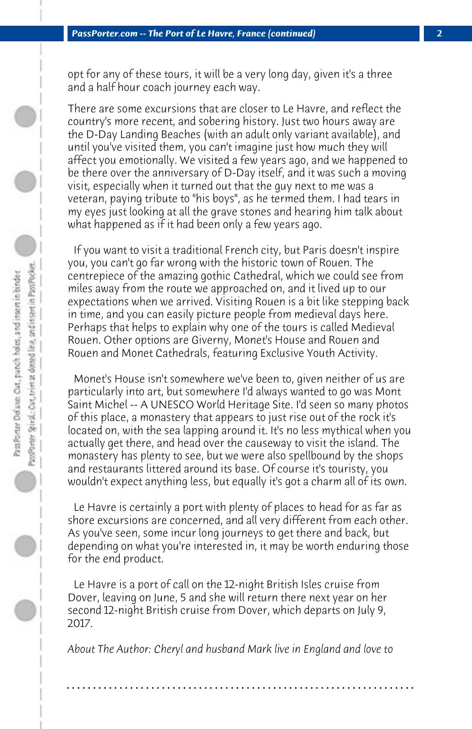opt for any of these tours, it will be a very long day, given it's a three and a half hour coach journey each way.

There are some excursions that are closer to Le Havre, and reflect the country's more recent, and sobering history. Just two hours away are the D-Day Landing Beaches (with an adult only variant available), and until you've visited them, you can't imagine just how much they will affect you emotionally. We visited a few years ago, and we happened to be there over the anniversary of D-Day itself, and it was such a moving visit, especially when it turned out that the guy next to me was a veteran, paying tribute to "his boys", as he termed them. I had tears in my eyes just looking at all the grave stones and hearing him talk about what happened as if it had been only a few years ago.

If you want to visit a traditional French city, but Paris doesn't inspire you, you can't go far wrong with the historic town of Rouen. The centrepiece of the amazing gothic Cathedral, which we could see from miles away from the route we approached on, and it lived up to our expectations when we arrived. Visiting Rouen is a bit like stepping back in time, and you can easily picture people from medieval days here. Perhaps that helps to explain why one of the tours is called Medieval Rouen. Other options are Giverny, Monet's House and Rouen and Rouen and Monet Cathedrals, featuring Exclusive Youth Activity.

Monet's House isn't somewhere we've been to, given neither of us are particularly into art, but somewhere I'd always wanted to go was Mont Saint Michel -- A UNESCO World Heritage Site. I'd seen so many photos of this place, a monastery that appears to just rise out of the rock it's located on, with the sea lapping around it. It's no less mythical when you actually get there, and head over the causeway to visit the island. The monastery has plenty to see, but we were also spellbound by the shops and restaurants littered around its base. Of course it's touristy, you wouldn't expect anything less, but equally it's got a charm all of its own.

Le Havre is certainly a port with plenty of places to head for as far as shore excursions are concerned, and all very different from each other. As you've seen, some incur long journeys to get there and back, but depending on what you're interested in, it may be worth enduring those for the end product.

Le Havre is a port of call on the 12-night British Isles cruise from Dover, leaving on June, 5 and she will return there next year on her second 12-night British cruise from Dover, which departs on July 9, 2017.

*About The Author: Cheryl and husband Mark live in England and love to*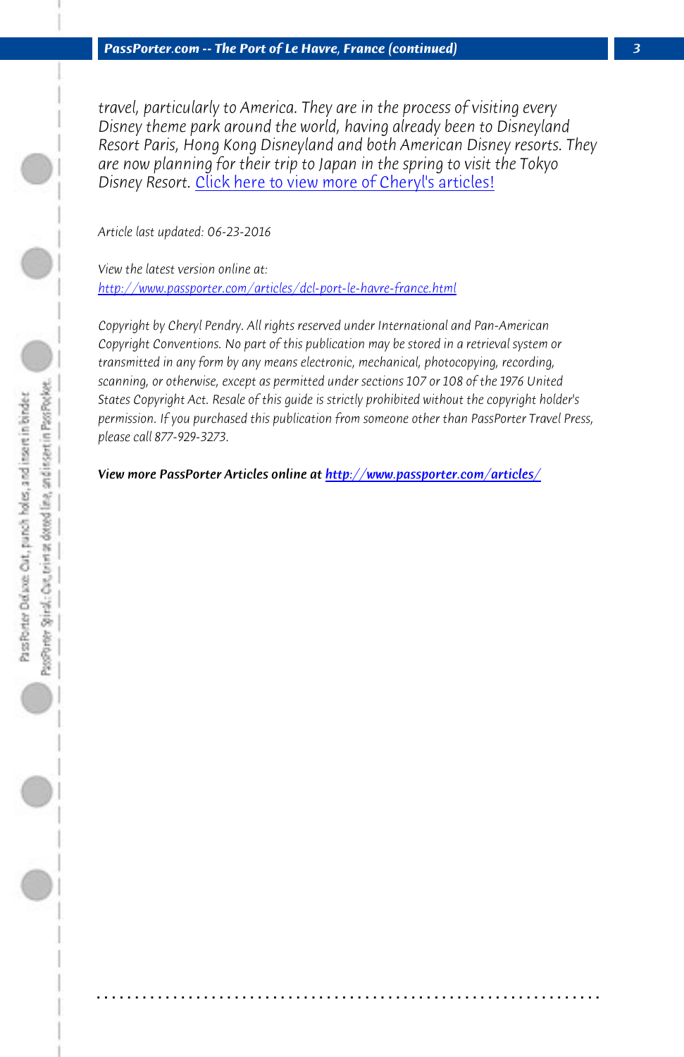*travel, particularly to America. They are in the process of visiting every Disney theme park around the world, having already been to Disneyland Resort Paris, Hong Kong Disneyland and both American Disney resorts. They are now planning for their trip to Japan in the spring to visit the Tokyo Disney Resort.* [Click here to view more of Cheryl's articles!]

*Article last updated: 06-23-2016*

*View the latest version online at:*
*http://www.passporter.com/articles/dcl-port-le-havre-france.html*

*Copyright by Cheryl Pendry. All rights reserved under International and Pan-American Copyright Conventions. No part of this publication may be stored in a retrieval system or transmitted in any form by any means electronic, mechanical, photocopying, recording, scanning, or otherwise, except as permitted under sections 107 or 108 of the 1976 United States Copyright Act. Resale of this guide is strictly prohibited without the copyright holder's permission. If you purchased this publication from someone other than PassPorter Travel Press, please call 877-929-3273.*

***View more PassPorter Articles online at http://www.passporter.com/articles/***